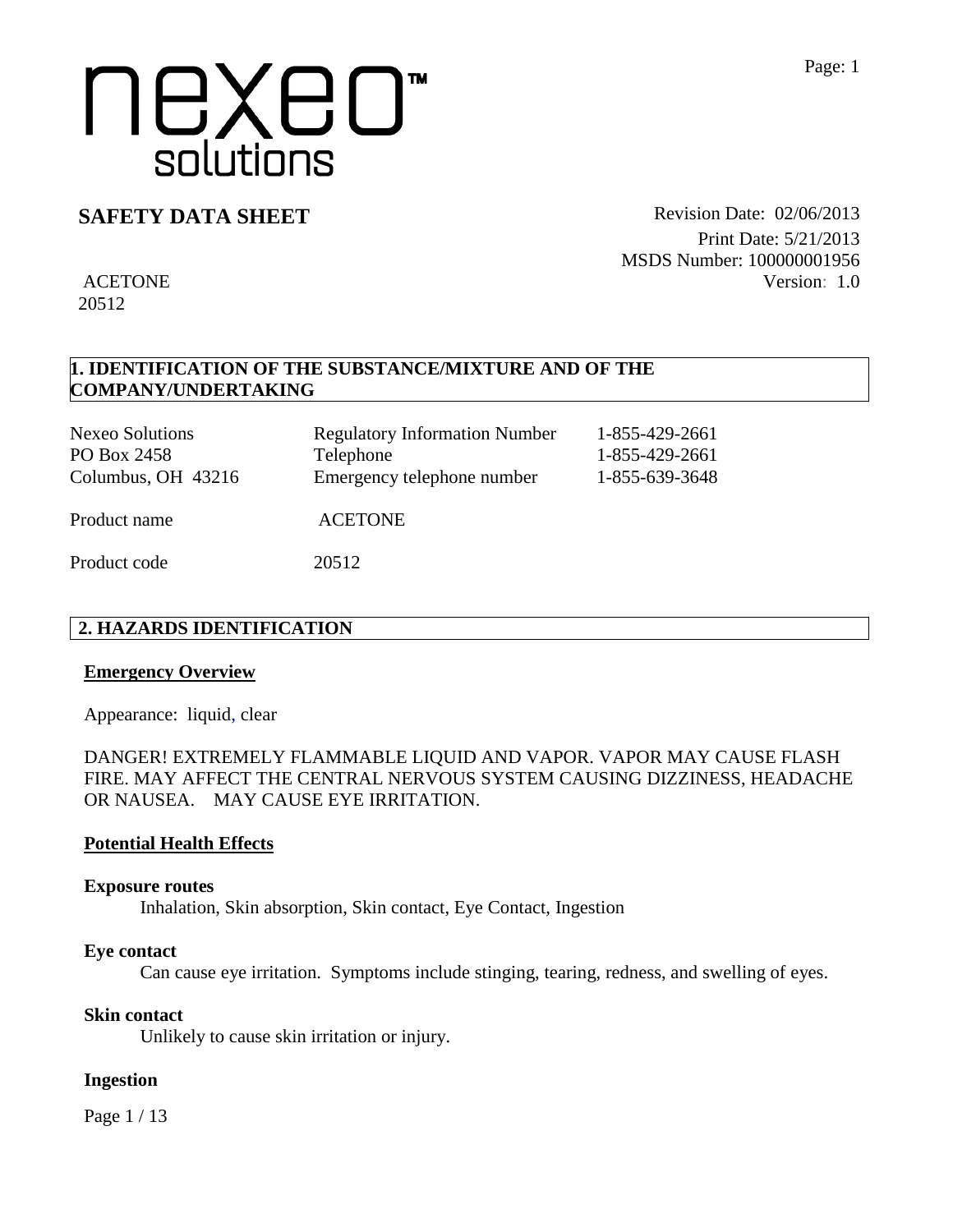nexeo™ solutions

# SAFETY DATA SHEET

Revision Date: 02/06/2013
Print Date: 5/21/2013
MSDS Number: 100000001956
Version: 1.0

ACETONE
20512

## 1. IDENTIFICATION OF THE SUBSTANCE/MIXTURE AND OF THE COMPANY/UNDERTAKING

| | | |
|---|---|---|
| Nexeo Solutions | Regulatory Information Number | 1-855-429-2661 |
| PO Box 2458 | Telephone | 1-855-429-2661 |
| Columbus, OH 43216 | Emergency telephone number | 1-855-639-3648 |

Product name ACETONE

Product code 20512

## 2. HAZARDS IDENTIFICATION

### Emergency Overview

Appearance: liquid, clear

DANGER! EXTREMELY FLAMMABLE LIQUID AND VAPOR. VAPOR MAY CAUSE FLASH FIRE. MAY AFFECT THE CENTRAL NERVOUS SYSTEM CAUSING DIZZINESS, HEADACHE OR NAUSEA. MAY CAUSE EYE IRRITATION.

### Potential Health Effects

**Exposure routes**

Inhalation, Skin absorption, Skin contact, Eye Contact, Ingestion

**Eye contact**

Can cause eye irritation. Symptoms include stinging, tearing, redness, and swelling of eyes.

**Skin contact**

Unlikely to cause skin irritation or injury.

**Ingestion**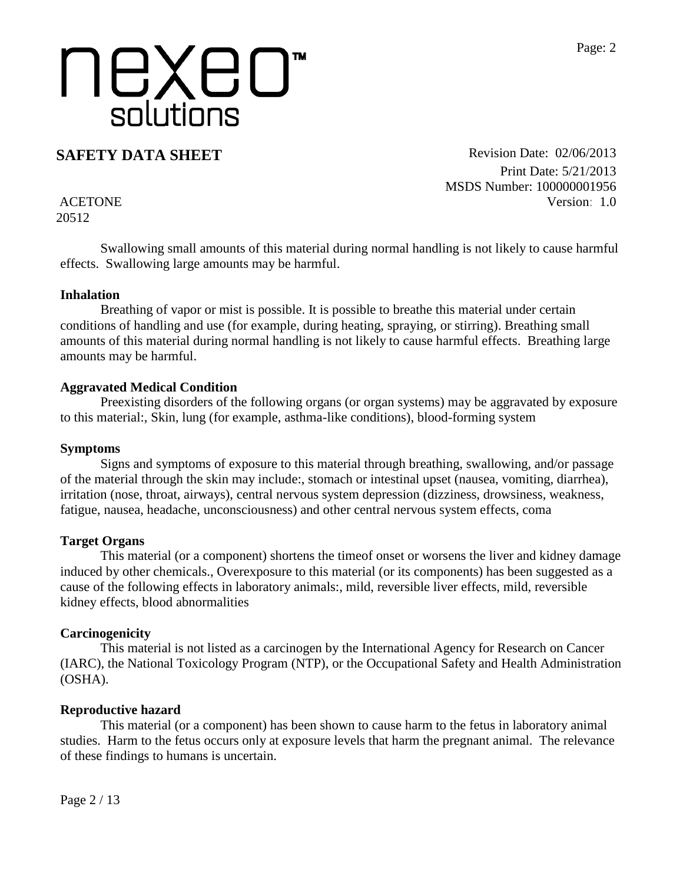Swallowing small amounts of this material during normal handling is not likely to cause harmful effects. Swallowing large amounts may be harmful.

**Inhalation**

Breathing of vapor or mist is possible. It is possible to breathe this material under certain conditions of handling and use (for example, during heating, spraying, or stirring). Breathing small amounts of this material during normal handling is not likely to cause harmful effects. Breathing large amounts may be harmful.

**Aggravated Medical Condition**

Preexisting disorders of the following organs (or organ systems) may be aggravated by exposure to this material:, Skin, lung (for example, asthma-like conditions), blood-forming system

**Symptoms**

Signs and symptoms of exposure to this material through breathing, swallowing, and/or passage of the material through the skin may include:, stomach or intestinal upset (nausea, vomiting, diarrhea), irritation (nose, throat, airways), central nervous system depression (dizziness, drowsiness, weakness, fatigue, nausea, headache, unconsciousness) and other central nervous system effects, coma

**Target Organs**

This material (or a component) shortens the timeof onset or worsens the liver and kidney damage induced by other chemicals., Overexposure to this material (or its components) has been suggested as a cause of the following effects in laboratory animals:, mild, reversible liver effects, mild, reversible kidney effects, blood abnormalities

**Carcinogenicity**

This material is not listed as a carcinogen by the International Agency for Research on Cancer (IARC), the National Toxicology Program (NTP), or the Occupational Safety and Health Administration (OSHA).

**Reproductive hazard**

This material (or a component) has been shown to cause harm to the fetus in laboratory animal studies. Harm to the fetus occurs only at exposure levels that harm the pregnant animal. The relevance of these findings to humans is uncertain.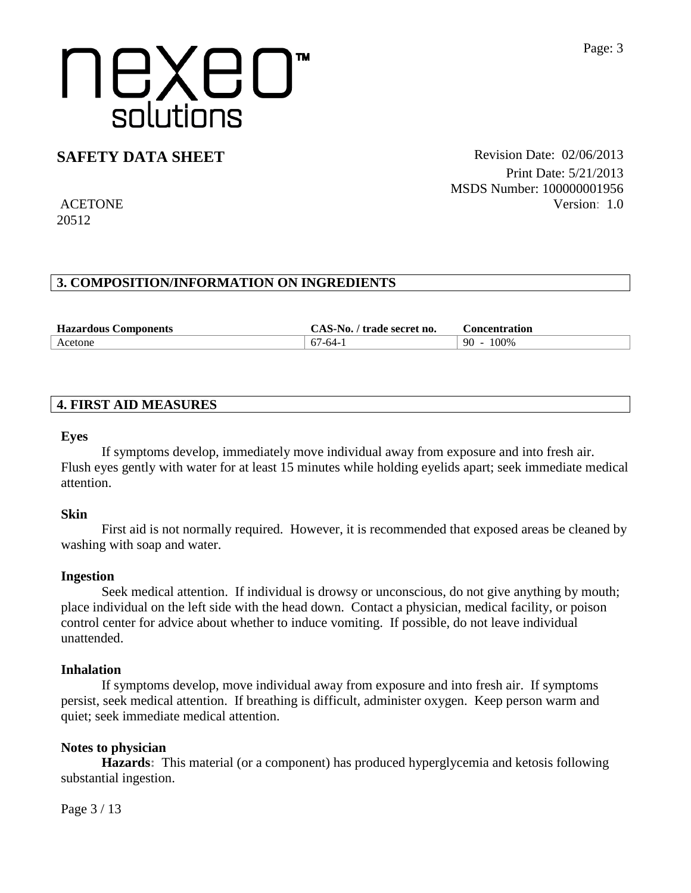# SAFETY DATA SHEET

Revision Date: 02/06/2013
Print Date: 5/21/2013
MSDS Number: 100000001956
Version: 1.0

ACETONE
20512

## 3. COMPOSITION/INFORMATION ON INGREDIENTS

| Hazardous Components | CAS-No. / trade secret no. | Concentration |
|---|---|---|
| Acetone | 67-64-1 | 90 - 100% |

## 4. FIRST AID MEASURES

### Eyes

If symptoms develop, immediately move individual away from exposure and into fresh air. Flush eyes gently with water for at least 15 minutes while holding eyelids apart; seek immediate medical attention.

### Skin

First aid is not normally required. However, it is recommended that exposed areas be cleaned by washing with soap and water.

### Ingestion

Seek medical attention. If individual is drowsy or unconscious, do not give anything by mouth; place individual on the left side with the head down. Contact a physician, medical facility, or poison control center for advice about whether to induce vomiting. If possible, do not leave individual unattended.

### Inhalation

If symptoms develop, move individual away from exposure and into fresh air. If symptoms persist, seek medical attention. If breathing is difficult, administer oxygen. Keep person warm and quiet; seek immediate medical attention.

### Notes to physician

**Hazards:** This material (or a component) has produced hyperglycemia and ketosis following substantial ingestion.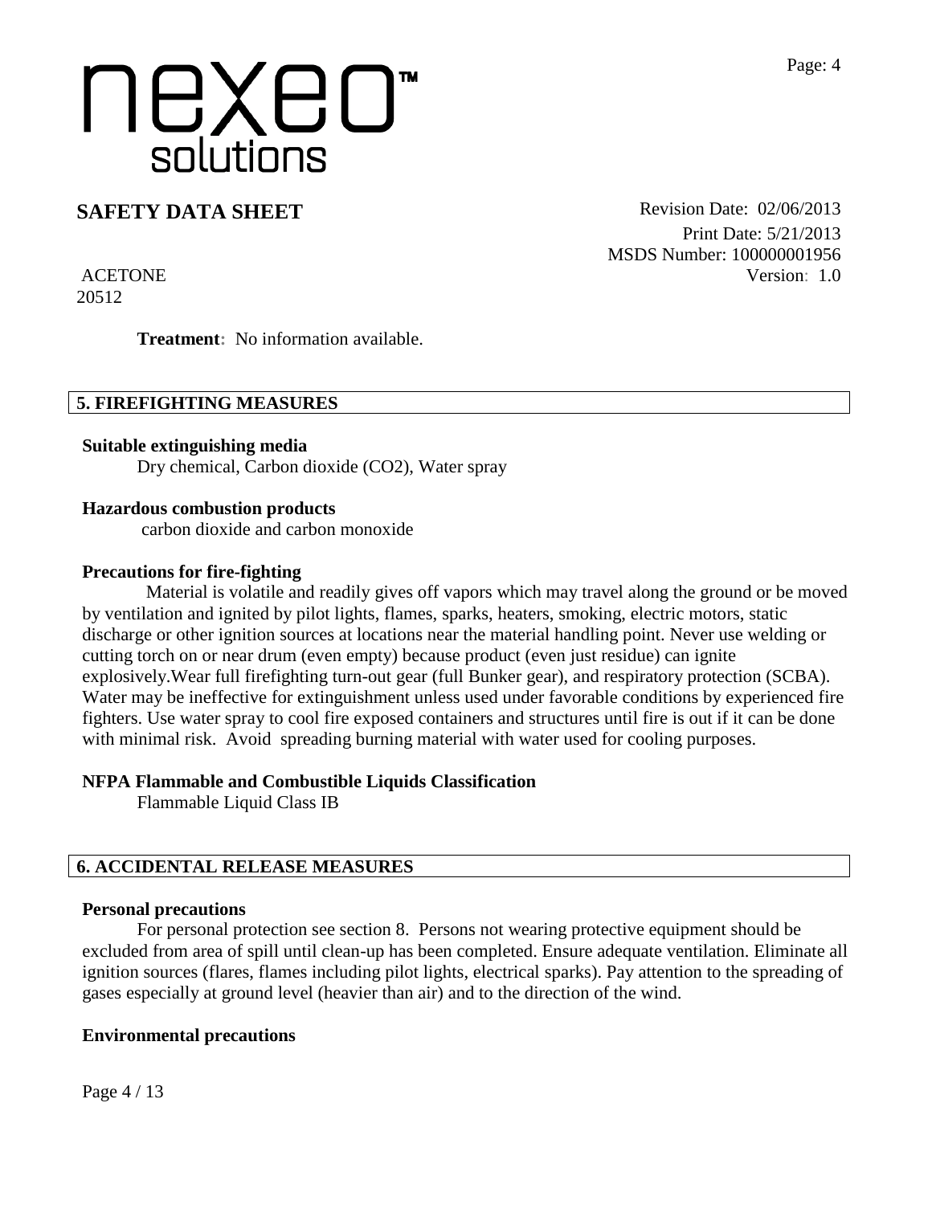**Treatment:** No information available.

## 5. FIREFIGHTING MEASURES

**Suitable extinguishing media**

Dry chemical, Carbon dioxide ($CO_2$), Water spray

**Hazardous combustion products**

carbon dioxide and carbon monoxide

**Precautions for fire-fighting**

Material is volatile and readily gives off vapors which may travel along the ground or be moved by ventilation and ignited by pilot lights, flames, sparks, heaters, smoking, electric motors, static discharge or other ignition sources at locations near the material handling point. Never use welding or cutting torch on or near drum (even empty) because product (even just residue) can ignite explosively.Wear full firefighting turn-out gear (full Bunker gear), and respiratory protection (SCBA). Water may be ineffective for extinguishment unless used under favorable conditions by experienced fire fighters. Use water spray to cool fire exposed containers and structures until fire is out if it can be done with minimal risk. Avoid spreading burning material with water used for cooling purposes.

**NFPA Flammable and Combustible Liquids Classification**

Flammable Liquid Class IB

## 6. ACCIDENTAL RELEASE MEASURES

**Personal precautions**

For personal protection see section 8. Persons not wearing protective equipment should be excluded from area of spill until clean-up has been completed. Ensure adequate ventilation. Eliminate all ignition sources (flares, flames including pilot lights, electrical sparks). Pay attention to the spreading of gases especially at ground level (heavier than air) and to the direction of the wind.

**Environmental precautions**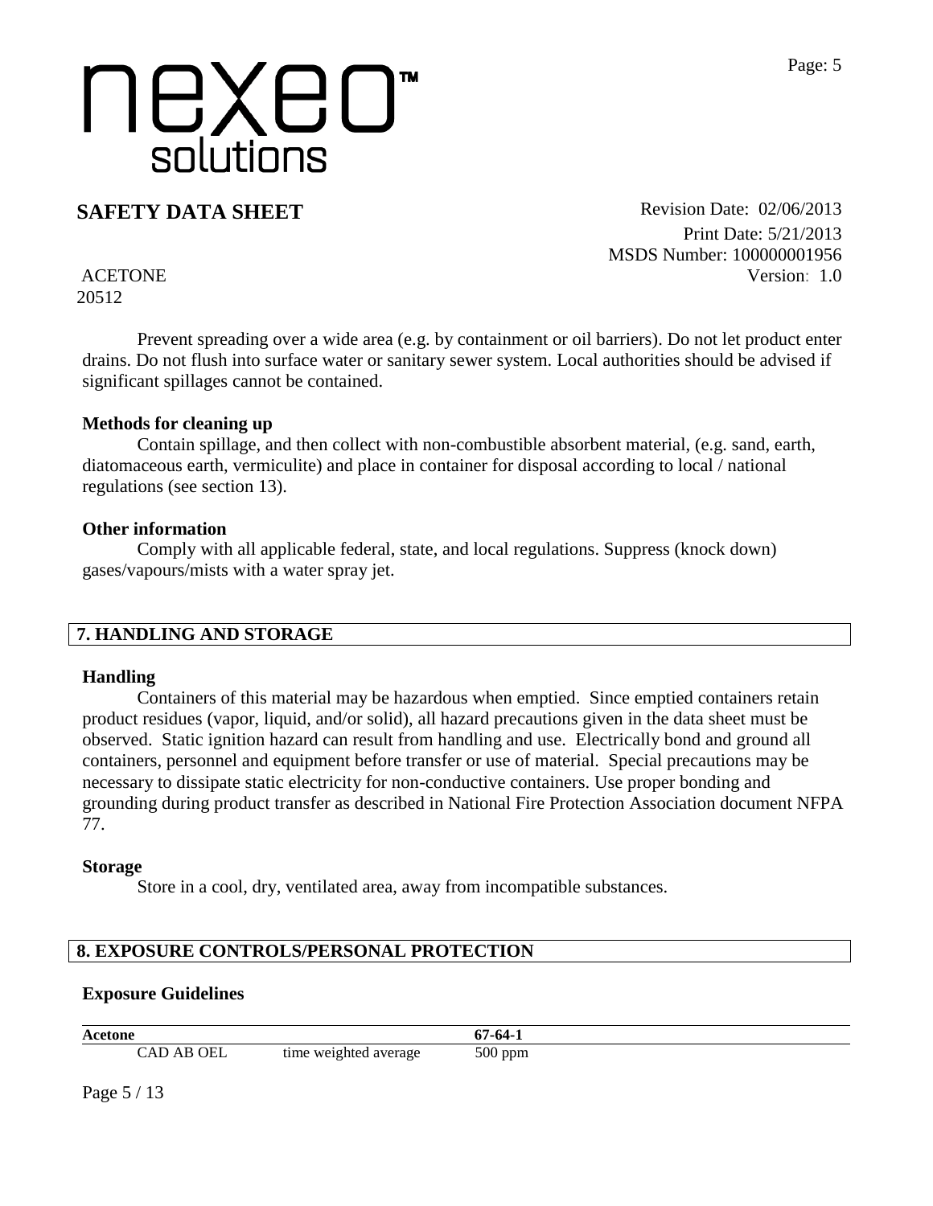Prevent spreading over a wide area (e.g. by containment or oil barriers). Do not let product enter drains. Do not flush into surface water or sanitary sewer system. Local authorities should be advised if significant spillages cannot be contained.

**Methods for cleaning up**

Contain spillage, and then collect with non-combustible absorbent material, (e.g. sand, earth, diatomaceous earth, vermiculite) and place in container for disposal according to local / national regulations (see section 13).

**Other information**

Comply with all applicable federal, state, and local regulations. Suppress (knock down) gases/vapours/mists with a water spray jet.

## 7. HANDLING AND STORAGE

**Handling**

Containers of this material may be hazardous when emptied. Since emptied containers retain product residues (vapor, liquid, and/or solid), all hazard precautions given in the data sheet must be observed. Static ignition hazard can result from handling and use. Electrically bond and ground all containers, personnel and equipment before transfer or use of material. Special precautions may be necessary to dissipate static electricity for non-conductive containers. Use proper bonding and grounding during product transfer as described in National Fire Protection Association document NFPA 77.

**Storage**

Store in a cool, dry, ventilated area, away from incompatible substances.

## 8. EXPOSURE CONTROLS/PERSONAL PROTECTION

**Exposure Guidelines**

| **Acetone** | | **67-64-1** |
|---|---|---|
| CAD AB OEL | time weighted average | 500 ppm |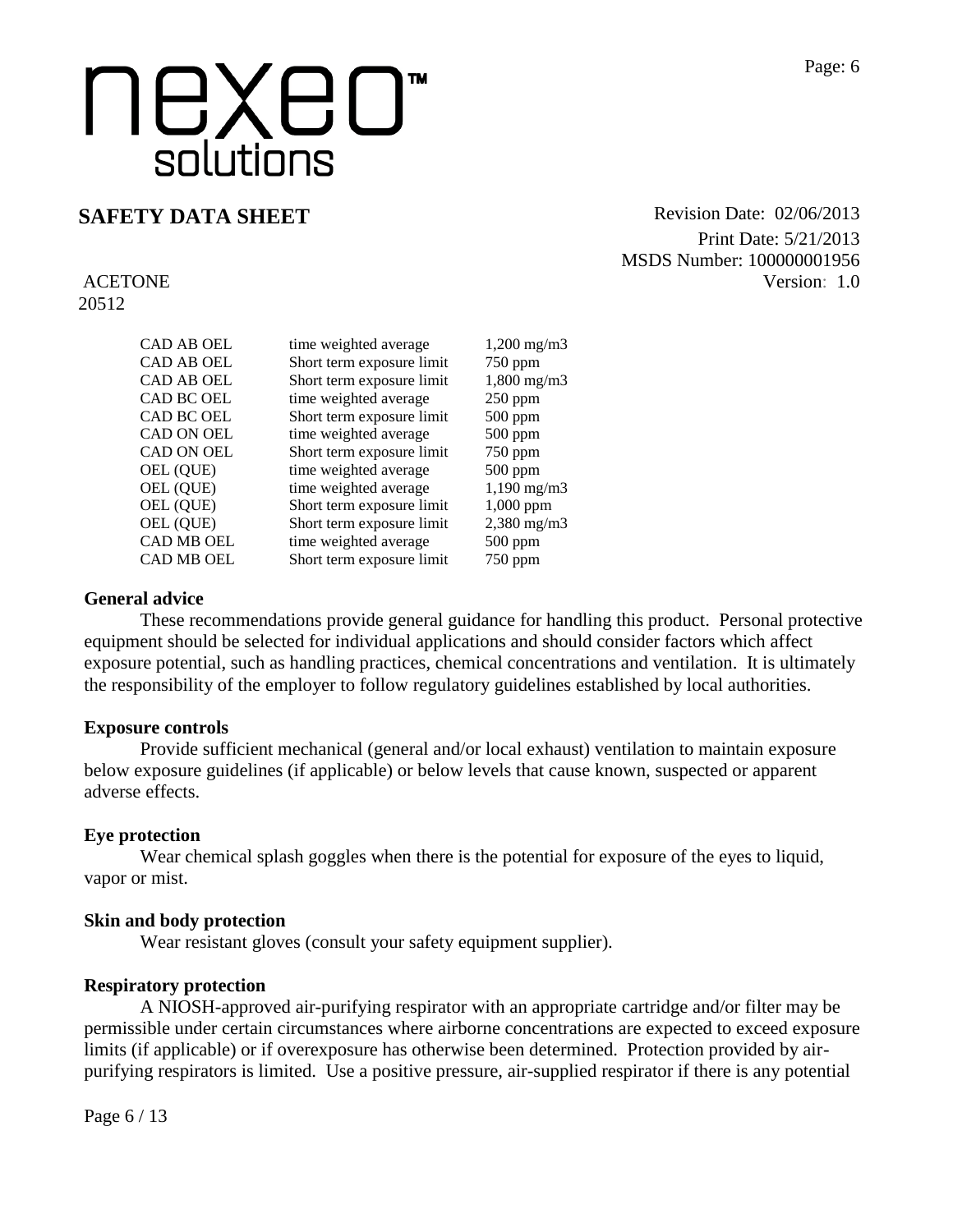| | | |
|---|---|---|
| CAD AB OEL | time weighted average | 1,200 mg/m3 |
| CAD AB OEL | Short term exposure limit | 750 ppm |
| CAD AB OEL | Short term exposure limit | 1,800 mg/m3 |
| CAD BC OEL | time weighted average | 250 ppm |
| CAD BC OEL | Short term exposure limit | 500 ppm |
| CAD ON OEL | time weighted average | 500 ppm |
| CAD ON OEL | Short term exposure limit | 750 ppm |
| OEL (QUE) | time weighted average | 500 ppm |
| OEL (QUE) | time weighted average | 1,190 mg/m3 |
| OEL (QUE) | Short term exposure limit | 1,000 ppm |
| OEL (QUE) | Short term exposure limit | 2,380 mg/m3 |
| CAD MB OEL | time weighted average | 500 ppm |
| CAD MB OEL | Short term exposure limit | 750 ppm |

**General advice**

These recommendations provide general guidance for handling this product. Personal protective equipment should be selected for individual applications and should consider factors which affect exposure potential, such as handling practices, chemical concentrations and ventilation. It is ultimately the responsibility of the employer to follow regulatory guidelines established by local authorities.

**Exposure controls**

Provide sufficient mechanical (general and/or local exhaust) ventilation to maintain exposure below exposure guidelines (if applicable) or below levels that cause known, suspected or apparent adverse effects.

**Eye protection**

Wear chemical splash goggles when there is the potential for exposure of the eyes to liquid, vapor or mist.

**Skin and body protection**

Wear resistant gloves (consult your safety equipment supplier).

**Respiratory protection**

A NIOSH-approved air-purifying respirator with an appropriate cartridge and/or filter may be permissible under certain circumstances where airborne concentrations are expected to exceed exposure limits (if applicable) or if overexposure has otherwise been determined. Protection provided by air-purifying respirators is limited. Use a positive pressure, air-supplied respirator if there is any potential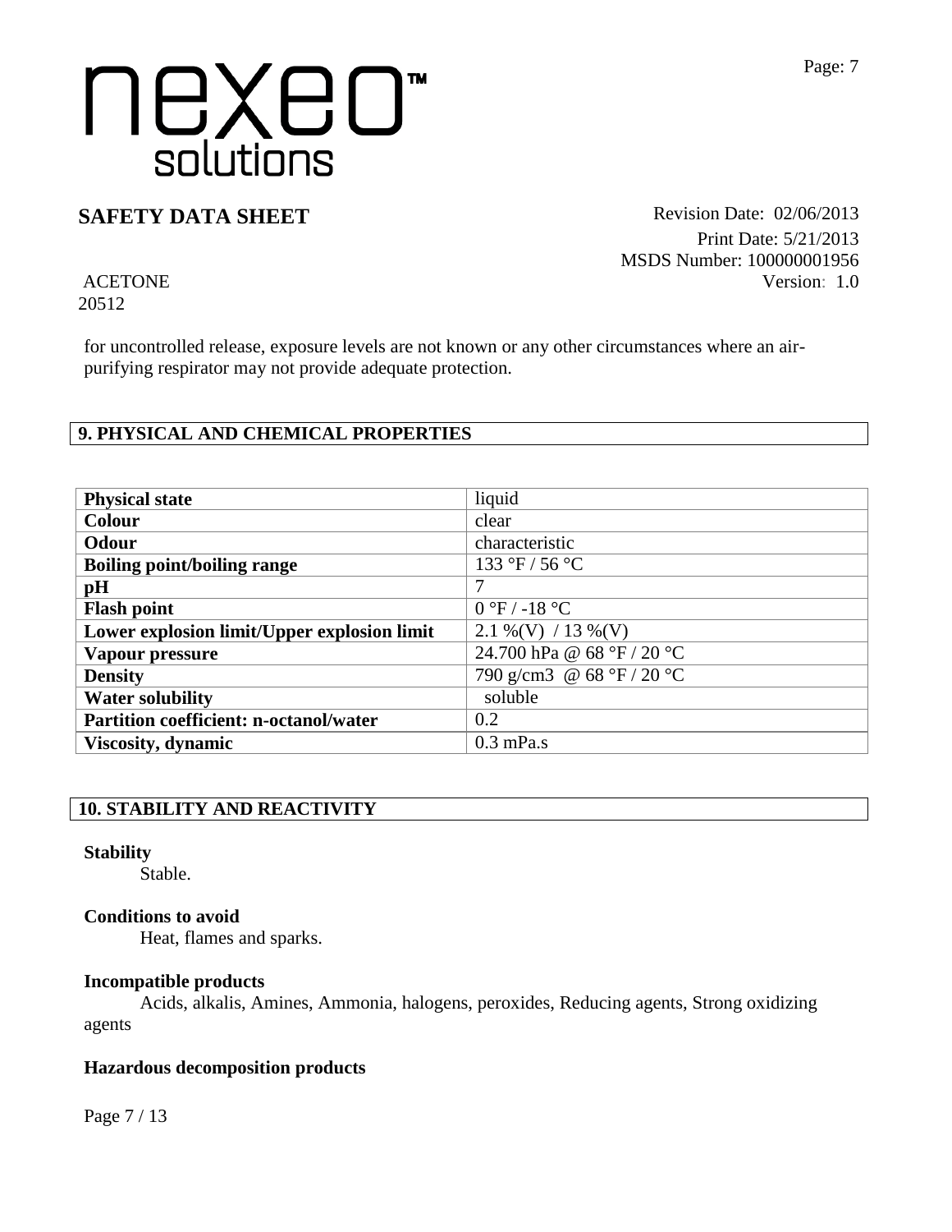for uncontrolled release, exposure levels are not known or any other circumstances where an air-purifying respirator may not provide adequate protection.

## 9. PHYSICAL AND CHEMICAL PROPERTIES

| **Physical state** | liquid |
|---|---|
| **Colour** | clear |
| **Odour** | characteristic |
| **Boiling point/boiling range** | 133 °F / 56 °C |
| **pH** | 7 |
| **Flash point** | 0 °F / -18 °C |
| **Lower explosion limit/Upper explosion limit** | 2.1 %(V) / 13 %(V) |
| **Vapour pressure** | 24.700 hPa @ 68 °F / 20 °C |
| **Density** | 790 g/cm3 @ 68 °F / 20 °C |
| **Water solubility** | soluble |
| **Partition coefficient: n-octanol/water** | 0.2 |
| **Viscosity, dynamic** | 0.3 mPa.s |

## 10. STABILITY AND REACTIVITY

**Stability**

Stable.

**Conditions to avoid**

Heat, flames and sparks.

**Incompatible products**

Acids, alkalis, Amines, Ammonia, halogens, peroxides, Reducing agents, Strong oxidizing agents

**Hazardous decomposition products**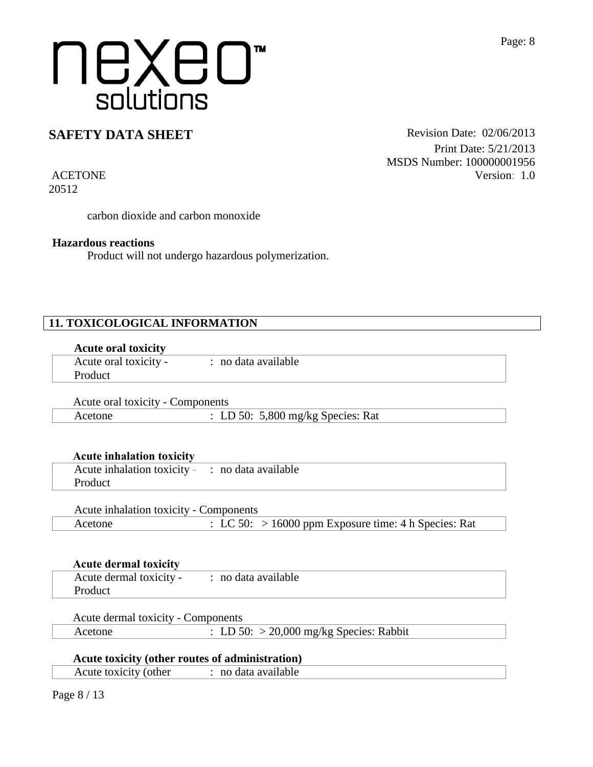carbon dioxide and carbon monoxide

**Hazardous reactions**

Product will not undergo hazardous polymerization.

## 11. TOXICOLOGICAL INFORMATION

**Acute oral toxicity**

| | |
|---|---|
| Acute oral toxicity - Product | : no data available |

Acute oral toxicity - Components

| | |
|---|---|
| Acetone | : LD 50: 5,800 mg/kg Species: Rat |

**Acute inhalation toxicity**

| | |
|---|---|
| Acute inhalation toxicity - Product | : no data available |

Acute inhalation toxicity - Components

| | |
|---|---|
| Acetone | : LC 50: > 16000 ppm Exposure time: 4 h Species: Rat |

**Acute dermal toxicity**

| | |
|---|---|
| Acute dermal toxicity - Product | : no data available |

Acute dermal toxicity - Components

| | |
|---|---|
| Acetone | : LD 50: > 20,000 mg/kg Species: Rabbit |

**Acute toxicity (other routes of administration)**

| | |
|---|---|
| Acute toxicity (other | : no data available |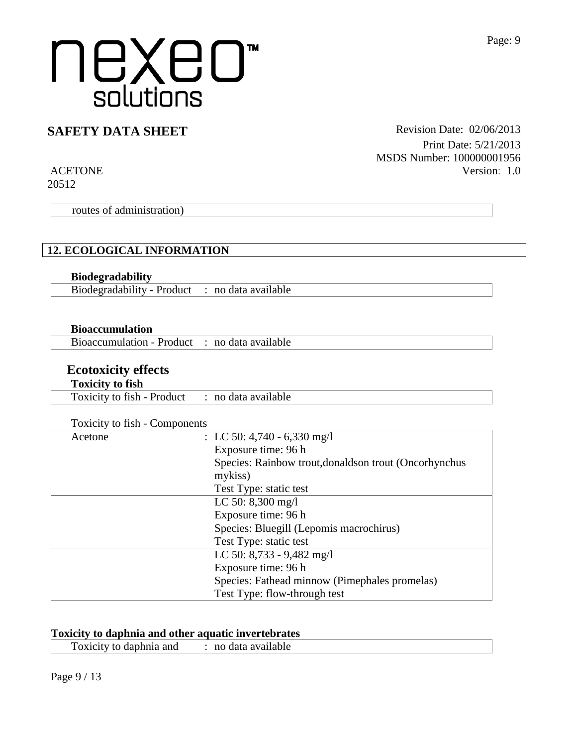| routes of administration) |
|---|

## 12. ECOLOGICAL INFORMATION

**Biodegradability**

| Biodegradability - Product | : no data available |
|---|---|

**Bioaccumulation**

| Bioaccumulation - Product | : no data available |
|---|---|

### Ecotoxicity effects

**Toxicity to fish**

| Toxicity to fish - Product | : no data available |
|---|---|

Toxicity to fish - Components

| Acetone | : LC 50: 4,740 - 6,330 mg/l<br>Exposure time: 96 h<br>Species: Rainbow trout,donaldson trout (Oncorhynchus mykiss)<br>Test Type: static test |
|---|---|
| | LC 50: 8,300 mg/l<br>Exposure time: 96 h<br>Species: Bluegill (Lepomis macrochirus)<br>Test Type: static test |
| | LC 50: 8,733 - 9,482 mg/l<br>Exposure time: 96 h<br>Species: Fathead minnow (Pimephales promelas)<br>Test Type: flow-through test |

**Toxicity to daphnia and other aquatic invertebrates**

| Toxicity to daphnia and | : no data available |
|---|---|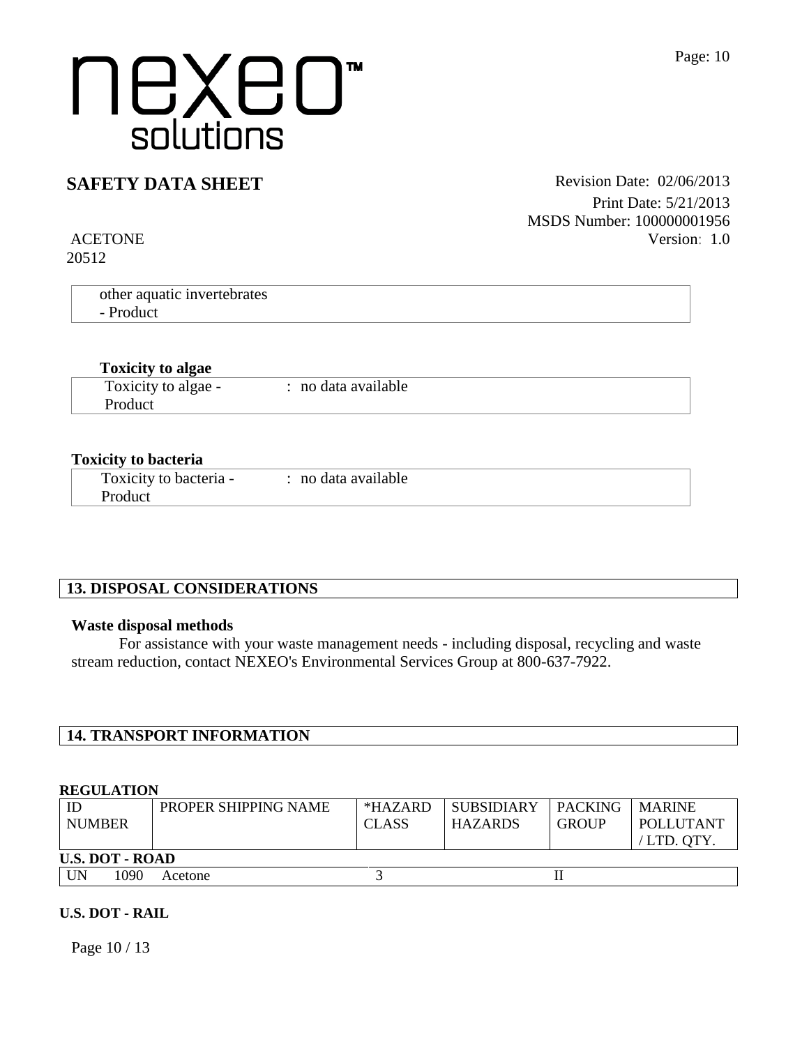other aquatic invertebrates - Product

**Toxicity to algae**

| | |
|---|---|
| Toxicity to algae - Product | : no data available |

**Toxicity to bacteria**

| | |
|---|---|
| Toxicity to bacteria - Product | : no data available |

## 13. DISPOSAL CONSIDERATIONS

**Waste disposal methods**

For assistance with your waste management needs - including disposal, recycling and waste stream reduction, contact NEXEO's Environmental Services Group at 800-637-7922.

## 14. TRANSPORT INFORMATION

**REGULATION**

| ID NUMBER | PROPER SHIPPING NAME | *HAZARD CLASS | SUBSIDIARY HAZARDS | PACKING GROUP | MARINE POLLUTANT / LTD. QTY. |
|---|---|---|---|---|---|
| **U.S. DOT - ROAD** | | | | | |
| UN 1090 | Acetone | 3 | | II | |

**U.S. DOT - RAIL**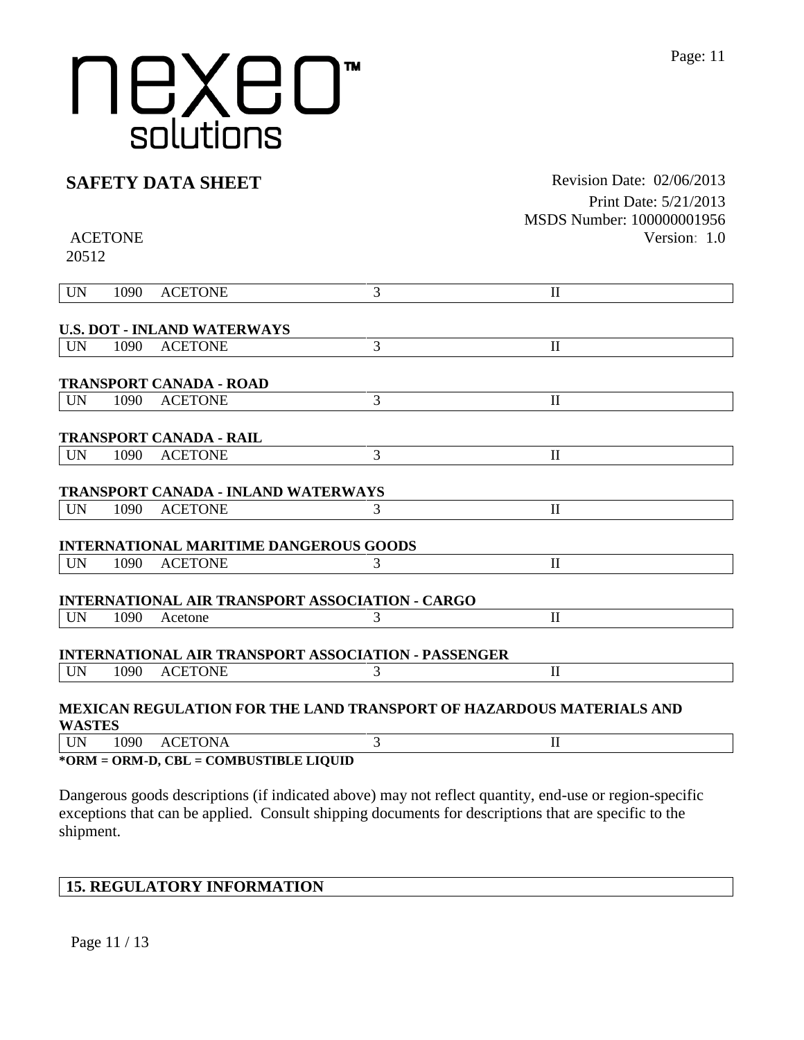| UN | 1090 | ACETONE | 3 | II |
|---|---|---|---|---|

**U.S. DOT - INLAND WATERWAYS**

| UN | 1090 | ACETONE | 3 | II |
|---|---|---|---|---|

**TRANSPORT CANADA - ROAD**

| UN | 1090 | ACETONE | 3 | II |
|---|---|---|---|---|

**TRANSPORT CANADA - RAIL**

| UN | 1090 | ACETONE | 3 | II |
|---|---|---|---|---|

**TRANSPORT CANADA - INLAND WATERWAYS**

| UN | 1090 | ACETONE | 3 | II |
|---|---|---|---|---|

**INTERNATIONAL MARITIME DANGEROUS GOODS**

| UN | 1090 | ACETONE | 3 | II |
|---|---|---|---|---|

**INTERNATIONAL AIR TRANSPORT ASSOCIATION - CARGO**

| UN | 1090 | Acetone | 3 | II |
|---|---|---|---|---|

**INTERNATIONAL AIR TRANSPORT ASSOCIATION - PASSENGER**

| UN | 1090 | ACETONE | 3 | II |
|---|---|---|---|---|

**MEXICAN REGULATION FOR THE LAND TRANSPORT OF HAZARDOUS MATERIALS AND WASTES**

| UN | 1090 | ACETONA | 3 | II |
|---|---|---|---|---|

**\*ORM = ORM-D, CBL = COMBUSTIBLE LIQUID**

Dangerous goods descriptions (if indicated above) may not reflect quantity, end-use or region-specific exceptions that can be applied. Consult shipping documents for descriptions that are specific to the shipment.

## 15. REGULATORY INFORMATION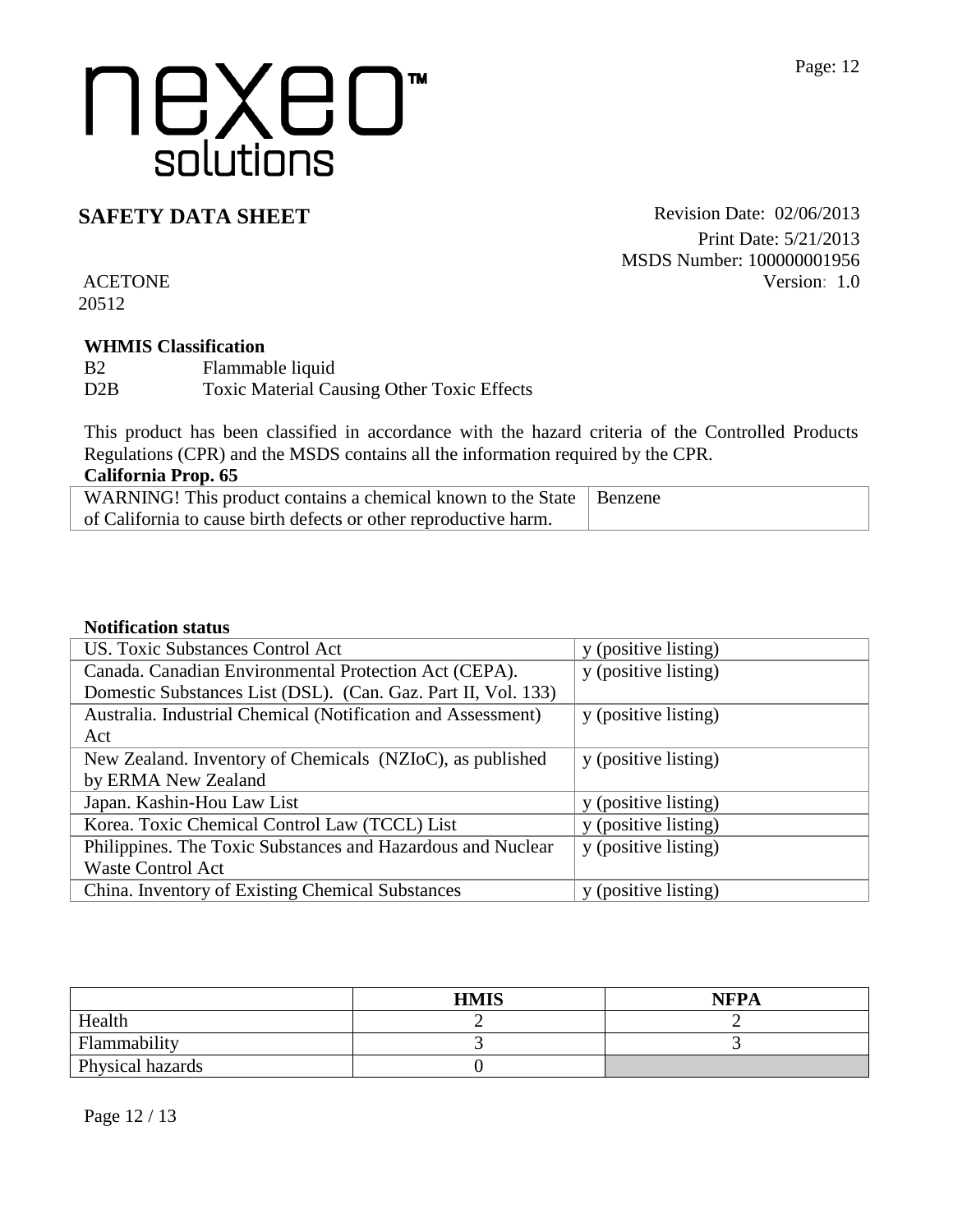nexeo™ solutions

## SAFETY DATA SHEET

Revision Date: 02/06/2013
Print Date: 5/21/2013
MSDS Number: 100000001956
Version: 1.0

ACETONE
20512

**WHMIS Classification**

| | |
|---|---|
| B2 | Flammable liquid |
| D2B | Toxic Material Causing Other Toxic Effects |

This product has been classified in accordance with the hazard criteria of the Controlled Products Regulations (CPR) and the MSDS contains all the information required by the CPR.

**California Prop. 65**

| | |
|---|---|
| WARNING! This product contains a chemical known to the State of California to cause birth defects or other reproductive harm. | Benzene |

**Notification status**

| | |
|---|---|
| US. Toxic Substances Control Act | y (positive listing) |
| Canada. Canadian Environmental Protection Act (CEPA). Domestic Substances List (DSL). (Can. Gaz. Part II, Vol. 133) | y (positive listing) |
| Australia. Industrial Chemical (Notification and Assessment) Act | y (positive listing) |
| New Zealand. Inventory of Chemicals (NZIoC), as published by ERMA New Zealand | y (positive listing) |
| Japan. Kashin-Hou Law List | y (positive listing) |
| Korea. Toxic Chemical Control Law (TCCL) List | y (positive listing) |
| Philippines. The Toxic Substances and Hazardous and Nuclear Waste Control Act | y (positive listing) |
| China. Inventory of Existing Chemical Substances | y (positive listing) |

| | HMIS | NFPA |
|---|---|---|
| Health | 2 | 2 |
| Flammability | 3 | 3 |
| Physical hazards | 0 | |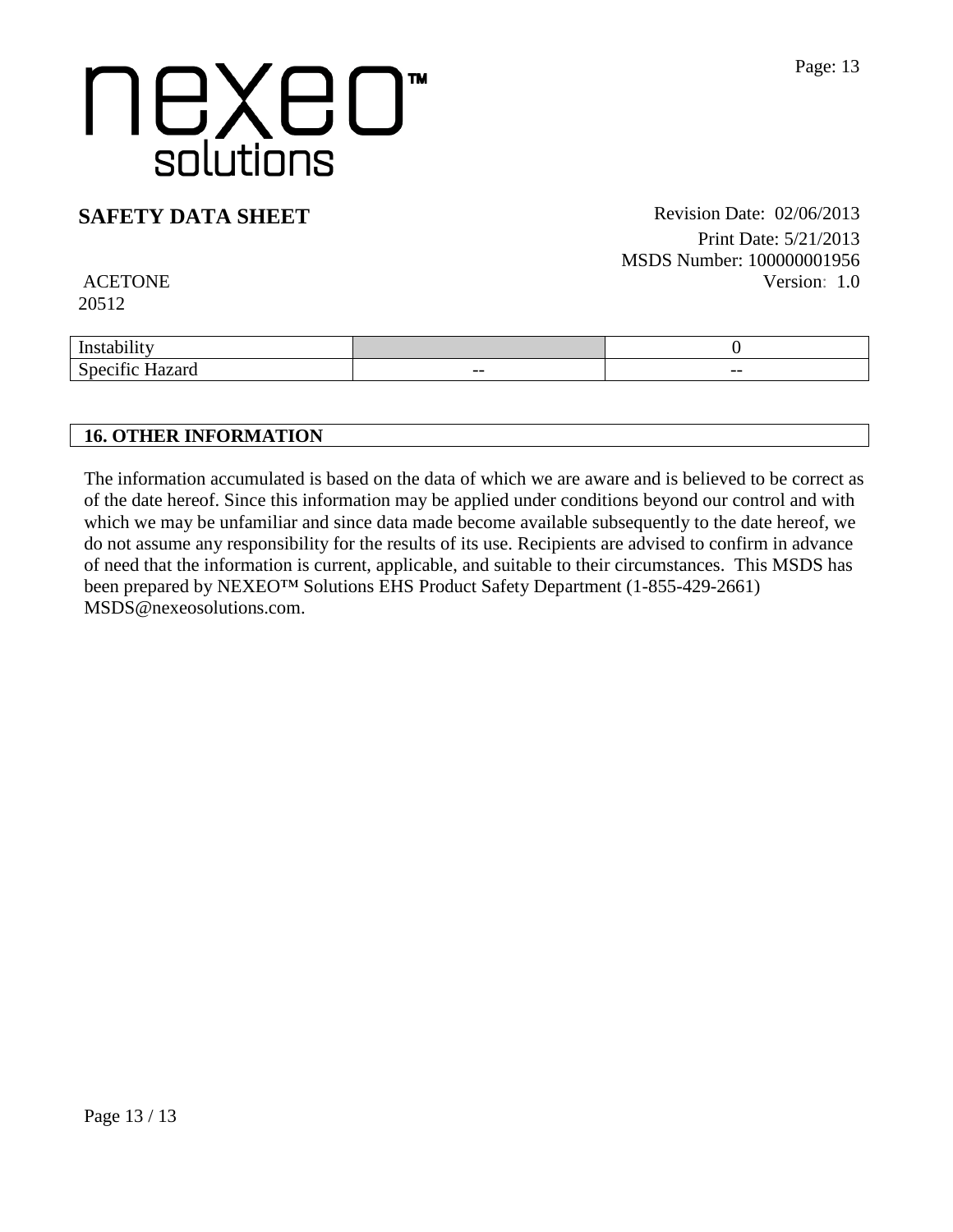**SAFETY DATA SHEET**

Revision Date: 02/06/2013
Print Date: 5/21/2013
MSDS Number: 100000001956
Version: 1.0

ACETONE
20512

| | | |
|---|---|---|
| Instability | | 0 |
| Specific Hazard | -- | -- |

## 16. OTHER INFORMATION

The information accumulated is based on the data of which we are aware and is believed to be correct as of the date hereof. Since this information may be applied under conditions beyond our control and with which we may be unfamiliar and since data made become available subsequently to the date hereof, we do not assume any responsibility for the results of its use. Recipients are advised to confirm in advance of need that the information is current, applicable, and suitable to their circumstances. This MSDS has been prepared by NEXEO™ Solutions EHS Product Safety Department (1-855-429-2661) MSDS@nexeosolutions.com.